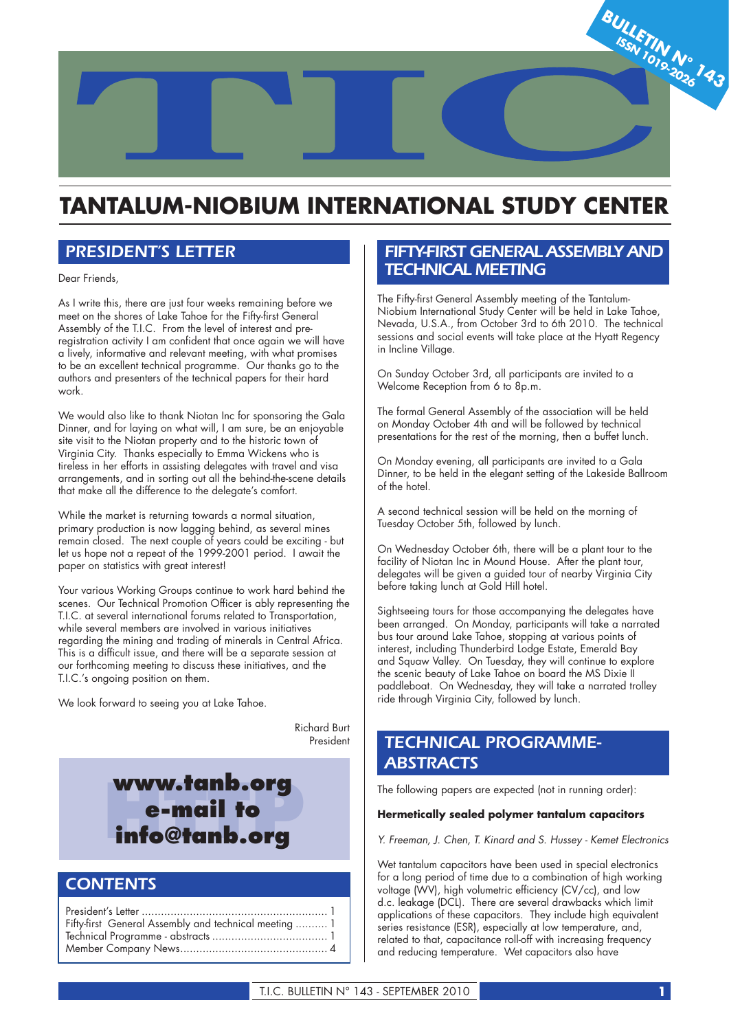BULLETIN N° 143
ISSN 1019-2026

# TIC

# TANTALUM-NIOBIUM INTERNATIONAL STUDY CENTER

## PRESIDENT'S LETTER

Dear Friends,

As I write this, there are just four weeks remaining before we meet on the shores of Lake Tahoe for the Fifty-first General Assembly of the T.I.C. From the level of interest and pre-registration activity I am confident that once again we will have a lively, informative and relevant meeting, with what promises to be an excellent technical programme. Our thanks go to the authors and presenters of the technical papers for their hard work.

We would also like to thank Niotan Inc for sponsoring the Gala Dinner, and for laying on what will, I am sure, be an enjoyable site visit to the Niotan property and to the historic town of Virginia City. Thanks especially to Emma Wickens who is tireless in her efforts in assisting delegates with travel and visa arrangements, and in sorting out all the behind-the-scene details that make all the difference to the delegate's comfort.

While the market is returning towards a normal situation, primary production is now lagging behind, as several mines remain closed. The next couple of years could be exciting - but let us hope not a repeat of the 1999-2001 period. I await the paper on statistics with great interest!

Your various Working Groups continue to work hard behind the scenes. Our Technical Promotion Officer is ably representing the T.I.C. at several international forums related to Transportation, while several members are involved in various initiatives regarding the mining and trading of minerals in Central Africa. This is a difficult issue, and there will be a separate session at our forthcoming meeting to discuss these initiatives, and the T.I.C.'s ongoing position on them.

We look forward to seeing you at Lake Tahoe.

Richard Burt
President

**www.tanb.org**
**e-mail to**
**info@tanb.org**

## CONTENTS

President's Letter ........................................................ 1
Fifty-first General Assembly and technical meeting .......... 1
Technical Programme - abstracts .................................... 1
Member Company News............................................. 4

## FIFTY-FIRST GENERAL ASSEMBLY AND TECHNICAL MEETING

The Fifty-first General Assembly meeting of the Tantalum-Niobium International Study Center will be held in Lake Tahoe, Nevada, U.S.A., from October 3rd to 6th 2010. The technical sessions and social events will take place at the Hyatt Regency in Incline Village.

On Sunday October 3rd, all participants are invited to a Welcome Reception from 6 to 8p.m.

The formal General Assembly of the association will be held on Monday October 4th and will be followed by technical presentations for the rest of the morning, then a buffet lunch.

On Monday evening, all participants are invited to a Gala Dinner, to be held in the elegant setting of the Lakeside Ballroom of the hotel.

A second technical session will be held on the morning of Tuesday October 5th, followed by lunch.

On Wednesday October 6th, there will be a plant tour to the facility of Niotan Inc in Mound House. After the plant tour, delegates will be given a guided tour of nearby Virginia City before taking lunch at Gold Hill hotel.

Sightseeing tours for those accompanying the delegates have been arranged. On Monday, participants will take a narrated bus tour around Lake Tahoe, stopping at various points of interest, including Thunderbird Lodge Estate, Emerald Bay and Squaw Valley. On Tuesday, they will continue to explore the scenic beauty of Lake Tahoe on board the MS Dixie II paddleboat. On Wednesday, they will take a narrated trolley ride through Virginia City, followed by lunch.

## TECHNICAL PROGRAMME-ABSTRACTS

The following papers are expected (not in running order):

**Hermetically sealed polymer tantalum capacitors**

*Y. Freeman, J. Chen, T. Kinard and S. Hussey - Kemet Electronics*

Wet tantalum capacitors have been used in special electronics for a long period of time due to a combination of high working voltage (WV), high volumetric efficiency (CV/cc), and low d.c. leakage (DCL). There are several drawbacks which limit applications of these capacitors. They include high equivalent series resistance (ESR), especially at low temperature, and, related to that, capacitance roll-off with increasing frequency and reducing temperature. Wet capacitors also have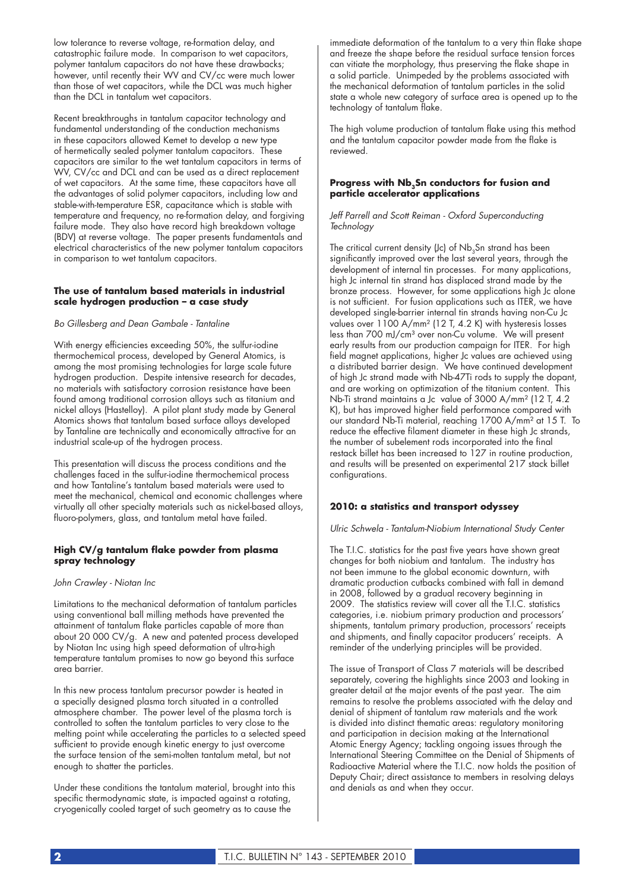low tolerance to reverse voltage, re-formation delay, and catastrophic failure mode. In comparison to wet capacitors, polymer tantalum capacitors do not have these drawbacks; however, until recently their WV and CV/cc were much lower than those of wet capacitors, while the DCL was much higher than the DCL in tantalum wet capacitors.

Recent breakthroughs in tantalum capacitor technology and fundamental understanding of the conduction mechanisms in these capacitors allowed Kemet to develop a new type of hermetically sealed polymer tantalum capacitors. These capacitors are similar to the wet tantalum capacitors in terms of WV, CV/cc and DCL and can be used as a direct replacement of wet capacitors. At the same time, these capacitors have all the advantages of solid polymer capacitors, including low and stable-with-temperature ESR, capacitance which is stable with temperature and frequency, no re-formation delay, and forgiving failure mode. They also have record high breakdown voltage (BDV) at reverse voltage. The paper presents fundamentals and electrical characteristics of the new polymer tantalum capacitors in comparison to wet tantalum capacitors.

### The use of tantalum based materials in industrial scale hydrogen production – a case study

*Bo Gillesberg and Dean Gambale - Tantaline*

With energy efficiencies exceeding 50%, the sulfur-iodine thermochemical process, developed by General Atomics, is among the most promising technologies for large scale future hydrogen production. Despite intensive research for decades, no materials with satisfactory corrosion resistance have been found among traditional corrosion alloys such as titanium and nickel alloys (Hastelloy). A pilot plant study made by General Atomics shows that tantalum based surface alloys developed by Tantaline are technically and economically attractive for an industrial scale-up of the hydrogen process.

This presentation will discuss the process conditions and the challenges faced in the sulfur-iodine thermochemical process and how Tantaline's tantalum based materials were used to meet the mechanical, chemical and economic challenges where virtually all other specialty materials such as nickel-based alloys, fluoro-polymers, glass, and tantalum metal have failed.

### High CV/g tantalum flake powder from plasma spray technology

*John Crawley - Niotan Inc*

Limitations to the mechanical deformation of tantalum particles using conventional ball milling methods have prevented the attainment of tantalum flake particles capable of more than about 20 000 CV/g. A new and patented process developed by Niotan Inc using high speed deformation of ultra-high temperature tantalum promises to now go beyond this surface area barrier.

In this new process tantalum precursor powder is heated in a specially designed plasma torch situated in a controlled atmosphere chamber. The power level of the plasma torch is controlled to soften the tantalum particles to very close to the melting point while accelerating the particles to a selected speed sufficient to provide enough kinetic energy to just overcome the surface tension of the semi-molten tantalum metal, but not enough to shatter the particles.

Under these conditions the tantalum material, brought into this specific thermodynamic state, is impacted against a rotating, cryogenically cooled target of such geometry as to cause the immediate deformation of the tantalum to a very thin flake shape and freeze the shape before the residual surface tension forces can vitiate the morphology, thus preserving the flake shape in a solid particle. Unimpeded by the problems associated with the mechanical deformation of tantalum particles in the solid state a whole new category of surface area is opened up to the technology of tantalum flake.

The high volume production of tantalum flake using this method and the tantalum capacitor powder made from the flake is reviewed.

### Progress with $Nb_3Sn$ conductors for fusion and particle accelerator applications

*Jeff Parrell and Scott Reiman - Oxford Superconducting Technology*

The critical current density (Jc) of $Nb_3Sn$ strand has been significantly improved over the last several years, through the development of internal tin processes. For many applications, high Jc internal tin strand has displaced strand made by the bronze process. However, for some applications high Jc alone is not sufficient. For fusion applications such as ITER, we have developed single-barrier internal tin strands having non-Cu Jc values over 1100 A/mm² (12 T, 4.2 K) with hysteresis losses less than 700 mJ/cm³ over non-Cu volume. We will present early results from our production campaign for ITER. For high field magnet applications, higher Jc values are achieved using a distributed barrier design. We have continued development of high Jc strand made with Nb-47Ti rods to supply the dopant, and are working on optimization of the titanium content. This Nb-Ti strand maintains a Jc value of 3000 A/mm² (12 T, 4.2 K), but has improved higher field performance compared with our standard Nb-Ti material, reaching 1700 A/mm² at 15 T. To reduce the effective filament diameter in these high Jc strands, the number of subelement rods incorporated into the final restack billet has been increased to 127 in routine production, and results will be presented on experimental 217 stack billet configurations.

### 2010: a statistics and transport odyssey

*Ulric Schwela - Tantalum-Niobium International Study Center*

The T.I.C. statistics for the past five years have shown great changes for both niobium and tantalum. The industry has not been immune to the global economic downturn, with dramatic production cutbacks combined with fall in demand in 2008, followed by a gradual recovery beginning in 2009. The statistics review will cover all the T.I.C. statistics categories, i.e. niobium primary production and processors' shipments, tantalum primary production, processors' receipts and shipments, and finally capacitor producers' receipts. A reminder of the underlying principles will be provided.

The issue of Transport of Class 7 materials will be described separately, covering the highlights since 2003 and looking in greater detail at the major events of the past year. The aim remains to resolve the problems associated with the delay and denial of shipment of tantalum raw materials and the work is divided into distinct thematic areas: regulatory monitoring and participation in decision making at the International Atomic Energy Agency; tackling ongoing issues through the International Steering Committee on the Denial of Shipments of Radioactive Material where the T.I.C. now holds the position of Deputy Chair; direct assistance to members in resolving delays and denials as and when they occur.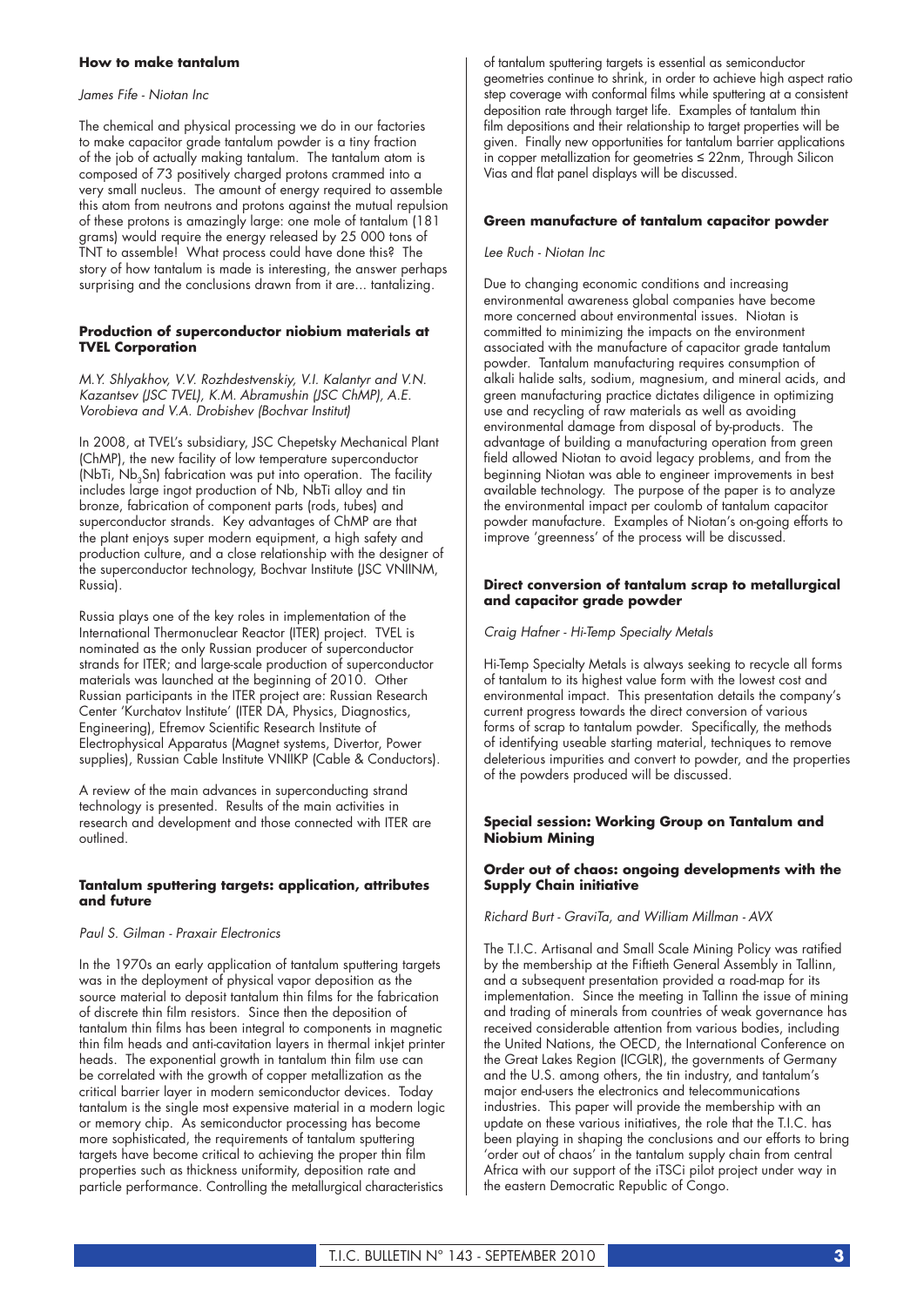### How to make tantalum

*James Fife - Niotan Inc*

The chemical and physical processing we do in our factories to make capacitor grade tantalum powder is a tiny fraction of the job of actually making tantalum. The tantalum atom is composed of 73 positively charged protons crammed into a very small nucleus. The amount of energy required to assemble this atom from neutrons and protons against the mutual repulsion of these protons is amazingly large: one mole of tantalum (181 grams) would require the energy released by 25 000 tons of TNT to assemble! What process could have done this? The story of how tantalum is made is interesting, the answer perhaps surprising and the conclusions drawn from it are... tantalizing.

### Production of superconductor niobium materials at TVEL Corporation

*M.Y. Shlyakhov, V.V. Rozhdestvenskiy, V.I. Kalantyr and V.N. Kazantsev (JSC TVEL), K.M. Abramushin (JSC ChMP), A.E. Vorobieva and V.A. Drobishev (Bochvar Institut)*

In 2008, at TVEL's subsidiary, JSC Chepetsky Mechanical Plant (ChMP), the new facility of low temperature superconductor (NbTi, $Nb_3Sn$) fabrication was put into operation. The facility includes large ingot production of Nb, NbTi alloy and tin bronze, fabrication of component parts (rods, tubes) and superconductor strands. Key advantages of ChMP are that the plant enjoys super modern equipment, a high safety and production culture, and a close relationship with the designer of the superconductor technology, Bochvar Institute (JSC VNIINM, Russia).

Russia plays one of the key roles in implementation of the International Thermonuclear Reactor (ITER) project. TVEL is nominated as the only Russian producer of superconductor strands for ITER; and large-scale production of superconductor materials was launched at the beginning of 2010. Other Russian participants in the ITER project are: Russian Research Center 'Kurchatov Institute' (ITER DA, Physics, Diagnostics, Engineering), Efremov Scientific Research Institute of Electrophysical Apparatus (Magnet systems, Divertor, Power supplies), Russian Cable Institute VNIIKP (Cable & Conductors).

A review of the main advances in superconducting strand technology is presented. Results of the main activities in research and development and those connected with ITER are outlined.

### Tantalum sputtering targets: application, attributes and future

*Paul S. Gilman - Praxair Electronics*

In the 1970s an early application of tantalum sputtering targets was in the deployment of physical vapor deposition as the source material to deposit tantalum thin films for the fabrication of discrete thin film resistors. Since then the deposition of tantalum thin films has been integral to components in magnetic thin film heads and anti-cavitation layers in thermal inkjet printer heads. The exponential growth in tantalum thin film use can be correlated with the growth of copper metallization as the critical barrier layer in modern semiconductor devices. Today tantalum is the single most expensive material in a modern logic or memory chip. As semiconductor processing has become more sophisticated, the requirements of tantalum sputtering targets have become critical to achieving the proper thin film properties such as thickness uniformity, deposition rate and particle performance. Controlling the metallurgical characteristics of tantalum sputtering targets is essential as semiconductor geometries continue to shrink, in order to achieve high aspect ratio step coverage with conformal films while sputtering at a consistent deposition rate through target life. Examples of tantalum thin film depositions and their relationship to target properties will be given. Finally new opportunities for tantalum barrier applications in copper metallization for geometries ≤ 22nm, Through Silicon Vias and flat panel displays will be discussed.

### Green manufacture of tantalum capacitor powder

*Lee Ruch - Niotan Inc*

Due to changing economic conditions and increasing environmental awareness global companies have become more concerned about environmental issues. Niotan is committed to minimizing the impacts on the environment associated with the manufacture of capacitor grade tantalum powder. Tantalum manufacturing requires consumption of alkali halide salts, sodium, magnesium, and mineral acids, and green manufacturing practice dictates diligence in optimizing use and recycling of raw materials as well as avoiding environmental damage from disposal of by-products. The advantage of building a manufacturing operation from green field allowed Niotan to avoid legacy problems, and from the beginning Niotan was able to engineer improvements in best available technology. The purpose of the paper is to analyze the environmental impact per coulomb of tantalum capacitor powder manufacture. Examples of Niotan's on-going efforts to improve 'greenness' of the process will be discussed.

### Direct conversion of tantalum scrap to metallurgical and capacitor grade powder

*Craig Hafner - Hi-Temp Specialty Metals*

Hi-Temp Specialty Metals is always seeking to recycle all forms of tantalum to its highest value form with the lowest cost and environmental impact. This presentation details the company's current progress towards the direct conversion of various forms of scrap to tantalum powder. Specifically, the methods of identifying useable starting material, techniques to remove deleterious impurities and convert to powder, and the properties of the powders produced will be discussed.

### Special session: Working Group on Tantalum and Niobium Mining

### Order out of chaos: ongoing developments with the Supply Chain initiative

*Richard Burt - GraviTa, and William Millman - AVX*

The T.I.C. Artisanal and Small Scale Mining Policy was ratified by the membership at the Fiftieth General Assembly in Tallinn, and a subsequent presentation provided a road-map for its implementation. Since the meeting in Tallinn the issue of mining and trading of minerals from countries of weak governance has received considerable attention from various bodies, including the United Nations, the OECD, the International Conference on the Great Lakes Region (ICGLR), the governments of Germany and the U.S. among others, the tin industry, and tantalum's major end-users the electronics and telecommunications industries. This paper will provide the membership with an update on these various initiatives, the role that the T.I.C. has been playing in shaping the conclusions and our efforts to bring 'order out of chaos' in the tantalum supply chain from central Africa with our support of the iTSCi pilot project under way in the eastern Democratic Republic of Congo.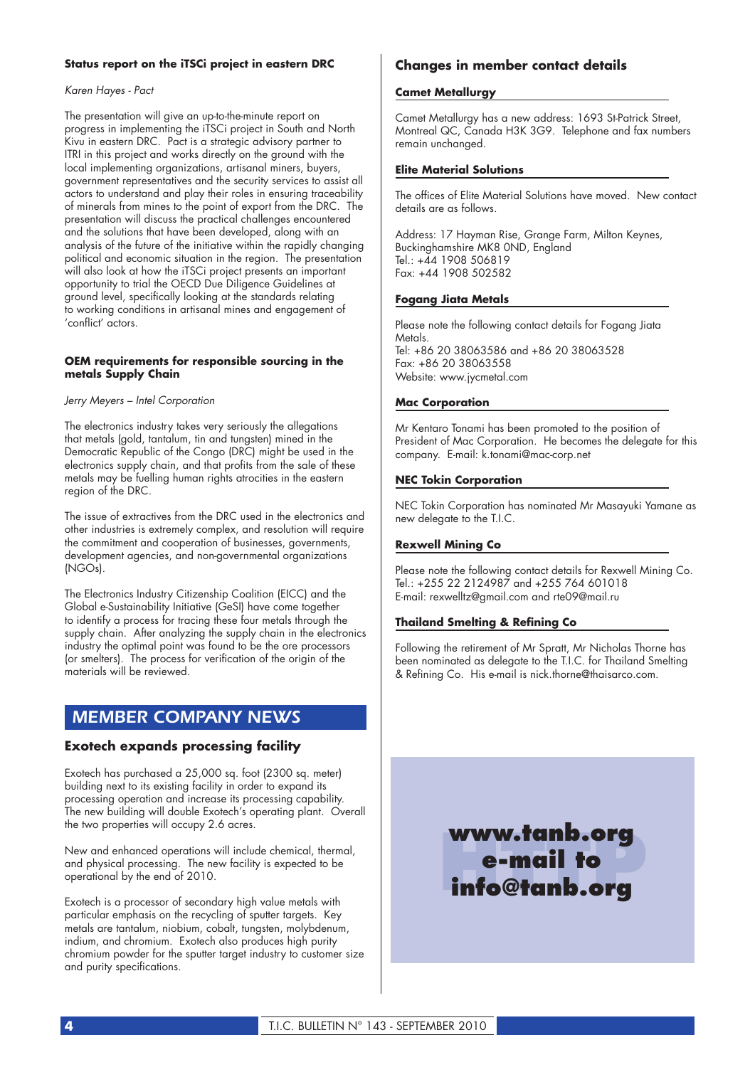### Status report on the iTSCi project in eastern DRC

*Karen Hayes - Pact*

The presentation will give an up-to-the-minute report on progress in implementing the iTSCi project in South and North Kivu in eastern DRC. Pact is a strategic advisory partner to ITRI in this project and works directly on the ground with the local implementing organizations, artisanal miners, buyers, government representatives and the security services to assist all actors to understand and play their roles in ensuring traceability of minerals from mines to the point of export from the DRC. The presentation will discuss the practical challenges encountered and the solutions that have been developed, along with an analysis of the future of the initiative within the rapidly changing political and economic situation in the region. The presentation will also look at how the iTSCi project presents an important opportunity to trial the OECD Due Diligence Guidelines at ground level, specifically looking at the standards relating to working conditions in artisanal mines and engagement of 'conflict' actors.

### OEM requirements for responsible sourcing in the metals Supply Chain

*Jerry Meyers – Intel Corporation*

The electronics industry takes very seriously the allegations that metals (gold, tantalum, tin and tungsten) mined in the Democratic Republic of the Congo (DRC) might be used in the electronics supply chain, and that profits from the sale of these metals may be fuelling human rights atrocities in the eastern region of the DRC.

The issue of extractives from the DRC used in the electronics and other industries is extremely complex, and resolution will require the commitment and cooperation of businesses, governments, development agencies, and non-governmental organizations (NGOs).

The Electronics Industry Citizenship Coalition (EICC) and the Global e-Sustainability Initiative (GeSI) have come together to identify a process for tracing these four metals through the supply chain. After analyzing the supply chain in the electronics industry the optimal point was found to be the ore processors (or smelters). The process for verification of the origin of the materials will be reviewed.

## MEMBER COMPANY NEWS

### Exotech expands processing facility

Exotech has purchased a 25,000 sq. foot (2300 sq. meter) building next to its existing facility in order to expand its processing operation and increase its processing capability. The new building will double Exotech's operating plant. Overall the two properties will occupy 2.6 acres.

New and enhanced operations will include chemical, thermal, and physical processing. The new facility is expected to be operational by the end of 2010.

Exotech is a processor of secondary high value metals with particular emphasis on the recycling of sputter targets. Key metals are tantalum, niobium, cobalt, tungsten, molybdenum, indium, and chromium. Exotech also produces high purity chromium powder for the sputter target industry to customer size and purity specifications.

## Changes in member contact details

### Camet Metallurgy

Camet Metallurgy has a new address: 1693 St-Patrick Street, Montreal QC, Canada H3K 3G9. Telephone and fax numbers remain unchanged.

### Elite Material Solutions

The offices of Elite Material Solutions have moved. New contact details are as follows.

Address: 17 Hayman Rise, Grange Farm, Milton Keynes, Buckinghamshire MK8 0ND, England
Tel.: +44 1908 506819
Fax: +44 1908 502582

### Fogang Jiata Metals

Please note the following contact details for Fogang Jiata Metals.
Tel: +86 20 38063586 and +86 20 38063528
Fax: +86 20 38063558
Website: www.jycmetal.com

### Mac Corporation

Mr Kentaro Tonami has been promoted to the position of President of Mac Corporation. He becomes the delegate for this company. E-mail: k.tonami@mac-corp.net

### NEC Tokin Corporation

NEC Tokin Corporation has nominated Mr Masayuki Yamane as new delegate to the T.I.C.

### Rexwell Mining Co

Please note the following contact details for Rexwell Mining Co.
Tel.: +255 22 2124987 and +255 764 601018
E-mail: rexwelltz@gmail.com and rte09@mail.ru

### Thailand Smelting & Refining Co

Following the retirement of Mr Spratt, Mr Nicholas Thorne has been nominated as delegate to the T.I.C. for Thailand Smelting & Refining Co. His e-mail is nick.thorne@thaisarco.com.

**www.tanb.org**
**e-mail to**
**info@tanb.org**